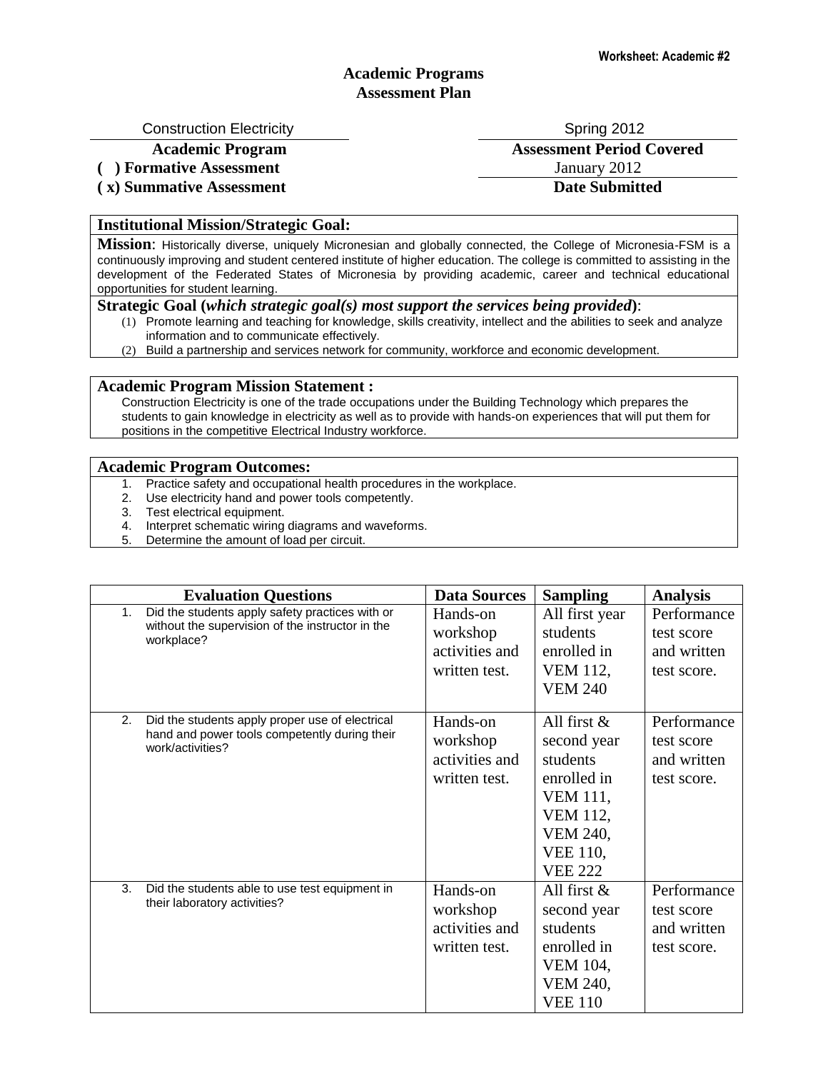Worksheet: Academic #2

# Academic Programs
# Assessment Plan

| Construction Electricity | Spring 2012 |
|---|---|
| **Academic Program** | **Assessment Period Covered** |
| **( ) Formative Assessment** | January 2012 |
| **( x) Summative Assessment** | **Date Submitted** |

## Institutional Mission/Strategic Goal:

**Mission**: Historically diverse, uniquely Micronesian and globally connected, the College of Micronesia-FSM is a continuously improving and student centered institute of higher education. The college is committed to assisting in the development of the Federated States of Micronesia by providing academic, career and technical educational opportunities for student learning.

**Strategic Goal (*which strategic goal(s) most support the services being provided*)**:

(1) Promote learning and teaching for knowledge, skills creativity, intellect and the abilities to seek and analyze information and to communicate effectively.
(2) Build a partnership and services network for community, workforce and economic development.

## Academic Program Mission Statement :

Construction Electricity is one of the trade occupations under the Building Technology which prepares the students to gain knowledge in electricity as well as to provide with hands-on experiences that will put them for positions in the competitive Electrical Industry workforce.

## Academic Program Outcomes:

1. Practice safety and occupational health procedures in the workplace.
2. Use electricity hand and power tools competently.
3. Test electrical equipment.
4. Interpret schematic wiring diagrams and waveforms.
5. Determine the amount of load per circuit.

| Evaluation Questions | Data Sources | Sampling | Analysis |
|---|---|---|---|
| 1. Did the students apply safety practices with or without the supervision of the instructor in the workplace? | Hands-on workshop activities and written test. | All first year students enrolled in VEM 112, VEM 240 | Performance test score and written test score. |
| 2. Did the students apply proper use of electrical hand and power tools competently during their work/activities? | Hands-on workshop activities and written test. | All first & second year students enrolled in VEM 111, VEM 112, VEM 240, VEE 110, VEE 222 | Performance test score and written test score. |
| 3. Did the students able to use test equipment in their laboratory activities? | Hands-on workshop activities and written test. | All first & second year students enrolled in VEM 104, VEM 240, VEE 110 | Performance test score and written test score. |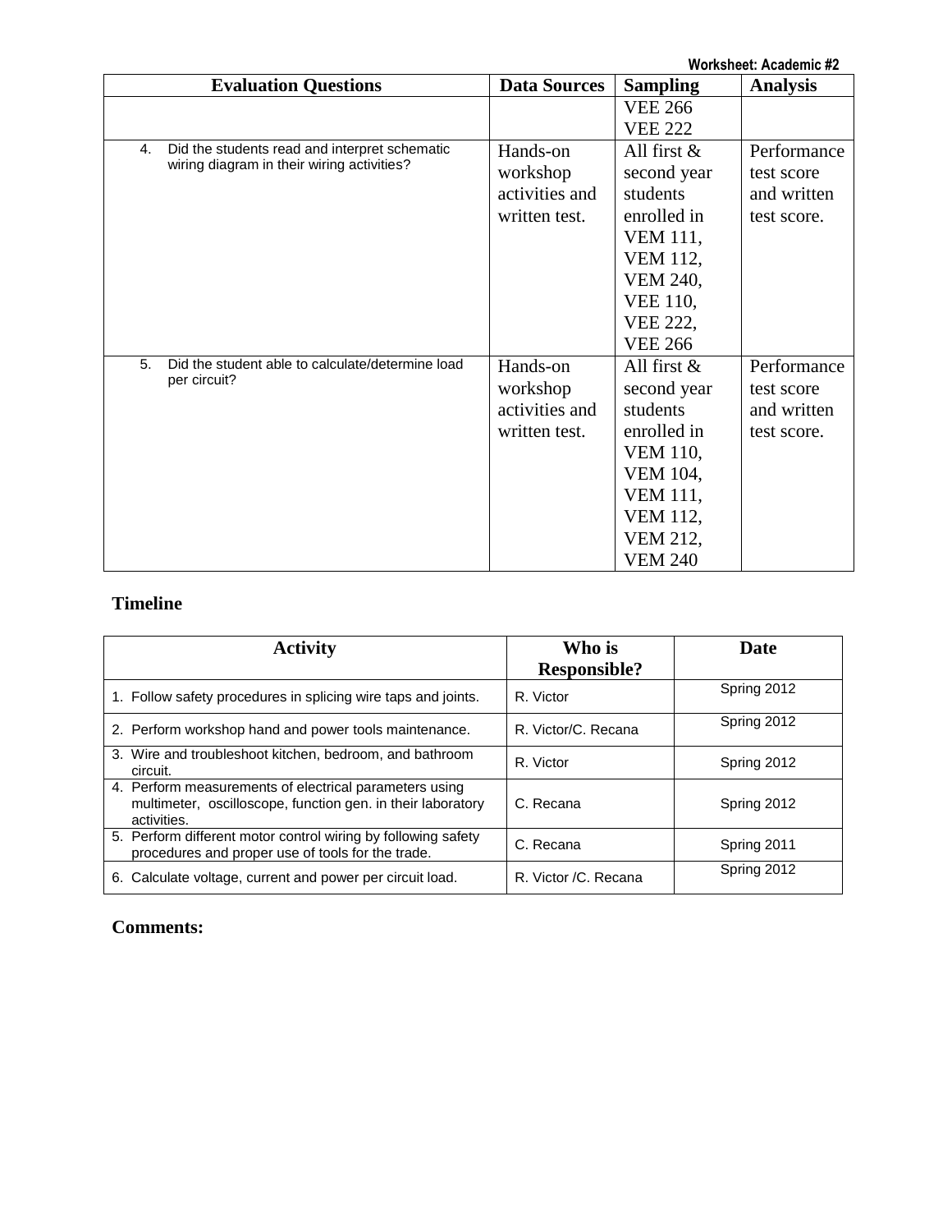Worksheet: Academic #2

| Evaluation Questions | Data Sources | Sampling | Analysis |
|---|---|---|---|
| | | VEE 266 VEE 222 | |
| 4. Did the students read and interpret schematic wiring diagram in their wiring activities? | Hands-on workshop activities and written test. | All first & second year students enrolled in VEM 111, VEM 112, VEM 240, VEE 110, VEE 222, VEE 266 | Performance test score and written test score. |
| 5. Did the student able to calculate/determine load per circuit? | Hands-on workshop activities and written test. | All first & second year students enrolled in VEM 110, VEM 104, VEM 111, VEM 112, VEM 212, VEM 240 | Performance test score and written test score. |

## Timeline

| Activity | Who is Responsible? | Date |
|---|---|---|
| 1. Follow safety procedures in splicing wire taps and joints. | R. Victor | Spring 2012 |
| 2. Perform workshop hand and power tools maintenance. | R. Victor/C. Recana | Spring 2012 |
| 3. Wire and troubleshoot kitchen, bedroom, and bathroom circuit. | R. Victor | Spring 2012 |
| 4. Perform measurements of electrical parameters using multimeter, oscilloscope, function gen. in their laboratory activities. | C. Recana | Spring 2012 |
| 5. Perform different motor control wiring by following safety procedures and proper use of tools for the trade. | C. Recana | Spring 2011 |
| 6. Calculate voltage, current and power per circuit load. | R. Victor /C. Recana | Spring 2012 |

## Comments: